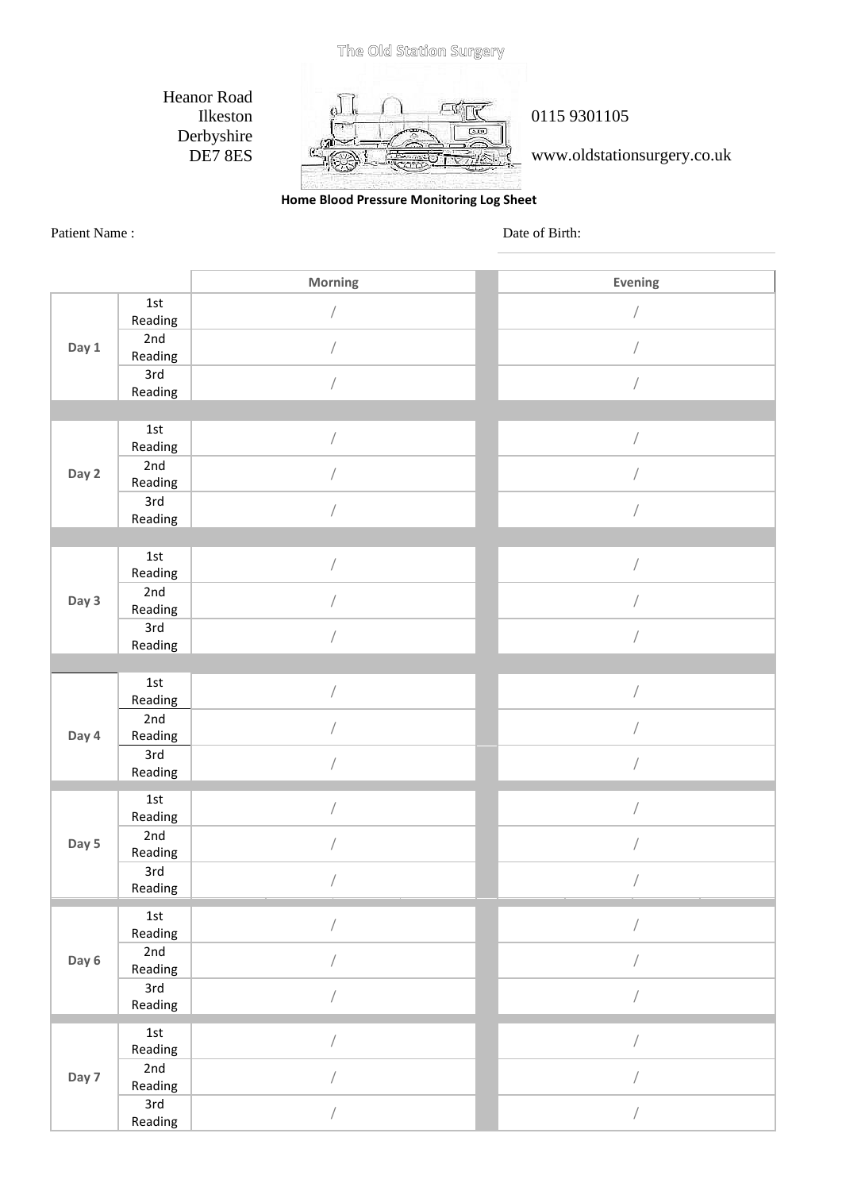The Old Station Surgery

Heanor Road
Ilkeston
Derbyshire
DE7 8ES

0115 9301105

www.oldstationsurgery.co.uk

**Home Blood Pressure Monitoring Log Sheet**

Patient Name :

Date of Birth:

| | | Morning | Evening |
|---|---|---|---|
| **Day 1** | 1st Reading | / | / |
| | 2nd Reading | / | / |
| | 3rd Reading | / | / |
| **Day 2** | 1st Reading | / | / |
| | 2nd Reading | / | / |
| | 3rd Reading | / | / |
| **Day 3** | 1st Reading | / | / |
| | 2nd Reading | / | / |
| | 3rd Reading | / | / |
| **Day 4** | 1st Reading | / | / |
| | 2nd Reading | / | / |
| | 3rd Reading | / | / |
| **Day 5** | 1st Reading | / | / |
| | 2nd Reading | / | / |
| | 3rd Reading | / | / |
| **Day 6** | 1st Reading | / | / |
| | 2nd Reading | / | / |
| | 3rd Reading | / | / |
| **Day 7** | 1st Reading | / | / |
| | 2nd Reading | / | / |
| | 3rd Reading | / | / |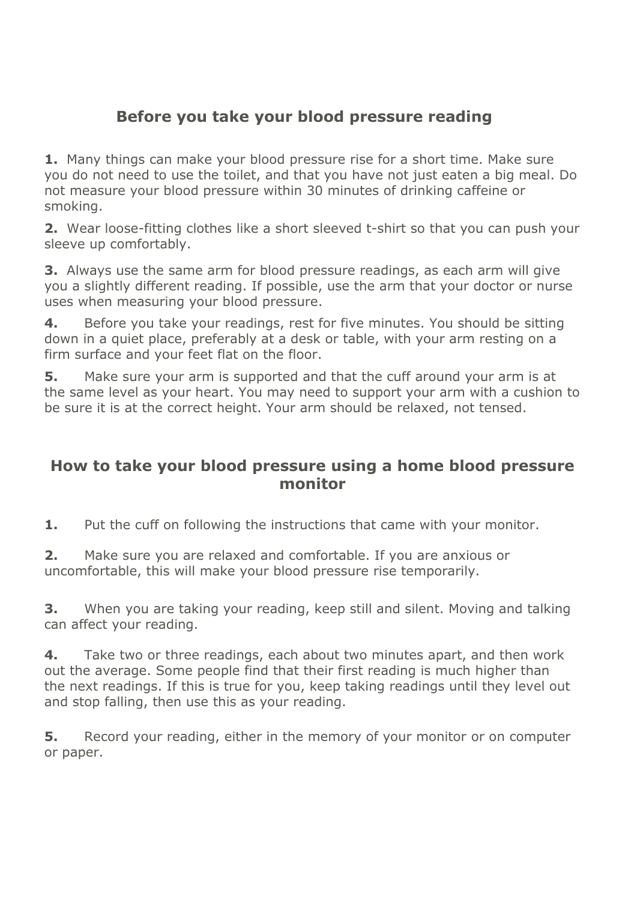## Before you take your blood pressure reading

**1.** Many things can make your blood pressure rise for a short time. Make sure you do not need to use the toilet, and that you have not just eaten a big meal. Do not measure your blood pressure within 30 minutes of drinking caffeine or smoking.

**2.** Wear loose-fitting clothes like a short sleeved t-shirt so that you can push your sleeve up comfortably.

**3.** Always use the same arm for blood pressure readings, as each arm will give you a slightly different reading. If possible, use the arm that your doctor or nurse uses when measuring your blood pressure.

**4.** Before you take your readings, rest for five minutes. You should be sitting down in a quiet place, preferably at a desk or table, with your arm resting on a firm surface and your feet flat on the floor.

**5.** Make sure your arm is supported and that the cuff around your arm is at the same level as your heart. You may need to support your arm with a cushion to be sure it is at the correct height. Your arm should be relaxed, not tensed.

## How to take your blood pressure using a home blood pressure monitor

**1.** Put the cuff on following the instructions that came with your monitor.

**2.** Make sure you are relaxed and comfortable. If you are anxious or uncomfortable, this will make your blood pressure rise temporarily.

**3.** When you are taking your reading, keep still and silent. Moving and talking can affect your reading.

**4.** Take two or three readings, each about two minutes apart, and then work out the average. Some people find that their first reading is much higher than the next readings. If this is true for you, keep taking readings until they level out and stop falling, then use this as your reading.

**5.** Record your reading, either in the memory of your monitor or on computer or paper.